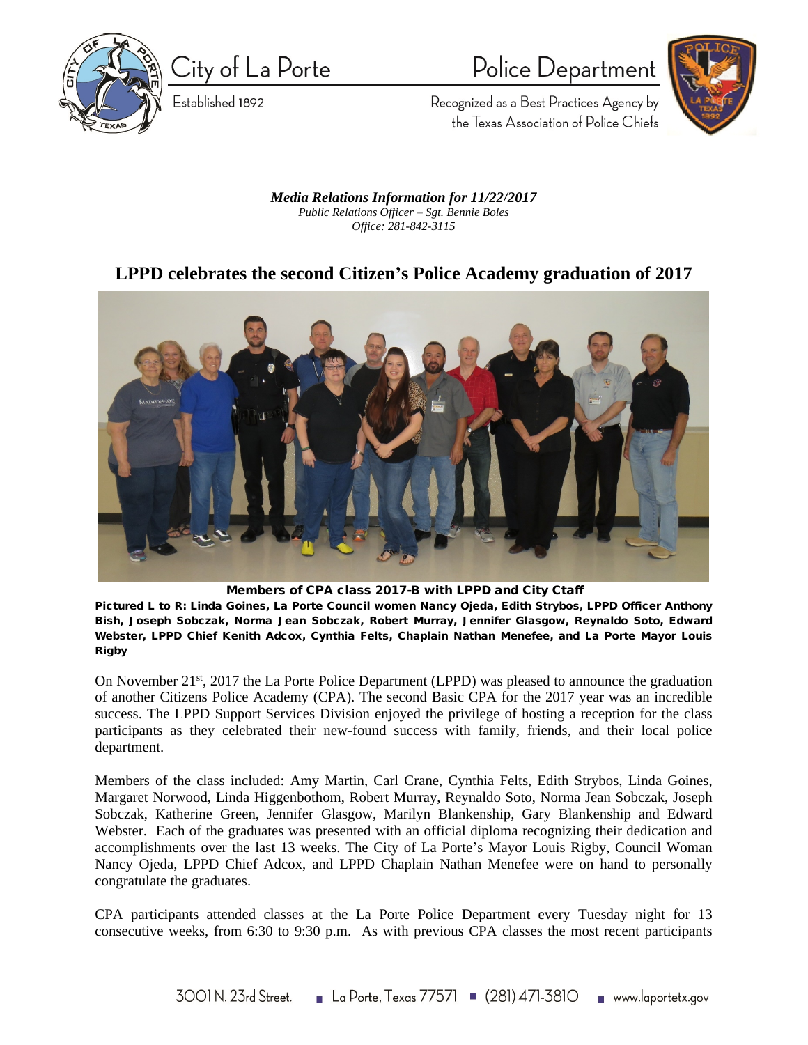City of La Porte

Established 1892

Police Department

Recognized as a Best Practices Agency by the Texas Association of Police Chiefs

***Media Relations Information for 11/22/2017***
*Public Relations Officer – Sgt. Bennie Boles*
*Office: 281-842-3115*

# LPPD celebrates the second Citizen's Police Academy graduation of 2017

**Members of CPA class 2017-B with LPPD and City Ctaff**

**Pictured L to R: Linda Goines, La Porte Council women Nancy Ojeda, Edith Strybos, LPPD Officer Anthony Bish, Joseph Sobczak, Norma Jean Sobczak, Robert Murray, Jennifer Glasgow, Reynaldo Soto, Edward Webster, LPPD Chief Kenith Adcox, Cynthia Felts, Chaplain Nathan Menefee, and La Porte Mayor Louis Rigby**

On November 21st, 2017 the La Porte Police Department (LPPD) was pleased to announce the graduation of another Citizens Police Academy (CPA). The second Basic CPA for the 2017 year was an incredible success. The LPPD Support Services Division enjoyed the privilege of hosting a reception for the class participants as they celebrated their new-found success with family, friends, and their local police department.

Members of the class included: Amy Martin, Carl Crane, Cynthia Felts, Edith Strybos, Linda Goines, Margaret Norwood, Linda Higgenbothom, Robert Murray, Reynaldo Soto, Norma Jean Sobczak, Joseph Sobczak, Katherine Green, Jennifer Glasgow, Marilyn Blankenship, Gary Blankenship and Edward Webster. Each of the graduates was presented with an official diploma recognizing their dedication and accomplishments over the last 13 weeks. The City of La Porte's Mayor Louis Rigby, Council Woman Nancy Ojeda, LPPD Chief Adcox, and LPPD Chaplain Nathan Menefee were on hand to personally congratulate the graduates.

CPA participants attended classes at the La Porte Police Department every Tuesday night for 13 consecutive weeks, from 6:30 to 9:30 p.m. As with previous CPA classes the most recent participants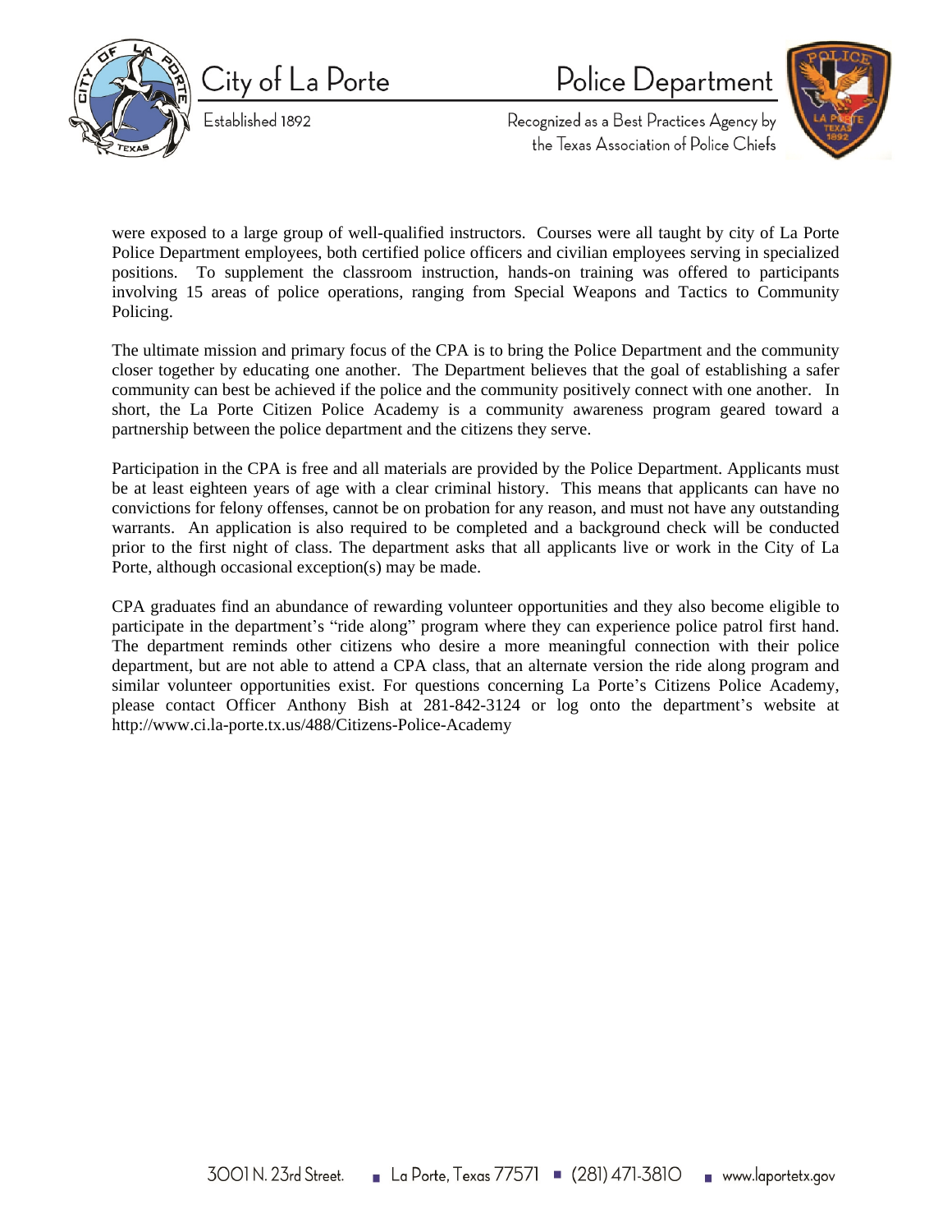were exposed to a large group of well-qualified instructors. Courses were all taught by city of La Porte Police Department employees, both certified police officers and civilian employees serving in specialized positions. To supplement the classroom instruction, hands-on training was offered to participants involving 15 areas of police operations, ranging from Special Weapons and Tactics to Community Policing.

The ultimate mission and primary focus of the CPA is to bring the Police Department and the community closer together by educating one another. The Department believes that the goal of establishing a safer community can best be achieved if the police and the community positively connect with one another. In short, the La Porte Citizen Police Academy is a community awareness program geared toward a partnership between the police department and the citizens they serve.

Participation in the CPA is free and all materials are provided by the Police Department. Applicants must be at least eighteen years of age with a clear criminal history. This means that applicants can have no convictions for felony offenses, cannot be on probation for any reason, and must not have any outstanding warrants. An application is also required to be completed and a background check will be conducted prior to the first night of class. The department asks that all applicants live or work in the City of La Porte, although occasional exception(s) may be made.

CPA graduates find an abundance of rewarding volunteer opportunities and they also become eligible to participate in the department's "ride along" program where they can experience police patrol first hand. The department reminds other citizens who desire a more meaningful connection with their police department, but are not able to attend a CPA class, that an alternate version the ride along program and similar volunteer opportunities exist. For questions concerning La Porte's Citizens Police Academy, please contact Officer Anthony Bish at 281-842-3124 or log onto the department's website at http://www.ci.la-porte.tx.us/488/Citizens-Police-Academy